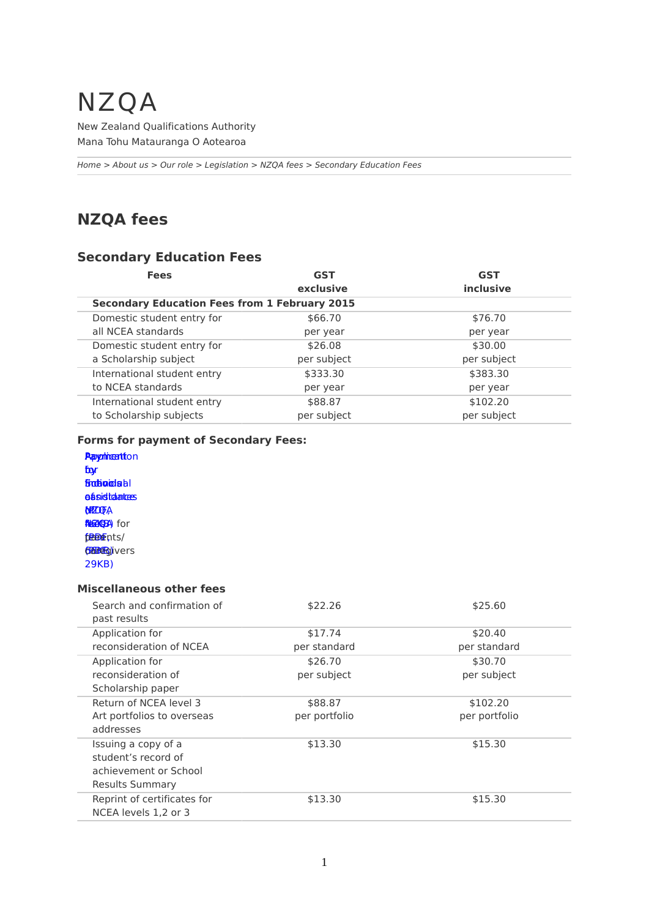# NZQA

New Zealand Qualifications Authority
Mana Tohu Matauranga O Aotearoa

*Home > About us > Our role > Legislation > NZQA fees > Secondary Education Fees*

## NZQA fees

### Secondary Education Fees

| Fees | GST exclusive | GST inclusive |
|---|---|---|
| **Secondary Education Fees from 1 February 2015** | | |
| Domestic student entry for all NCEA standards | $66.70 per year | $76.70 per year |
| Domestic student entry for a Scholarship subject | $26.08 per subject | $30.00 per subject |
| International student entry to NCEA standards | $333.30 per year | $383.30 per year |
| International student entry to Scholarship subjects | $88.87 per subject | $102.20 per subject |

#### Forms for payment of Secondary Fees:

- Application for financial assistance (NZQA fees) for parents/caregivers (PDF, 29KB)
- Payment for individual entries (PDF)

#### Miscellaneous other fees

| | | |
|---|---|---|
| Search and confirmation of past results | $22.26 | $25.60 |
| Application for reconsideration of NCEA | $17.74 per standard | $20.40 per standard |
| Application for reconsideration of Scholarship paper | $26.70 per subject | $30.70 per subject |
| Return of NCEA level 3 Art portfolios to overseas addresses | $88.87 per portfolio | $102.20 per portfolio |
| Issuing a copy of a student's record of achievement or School Results Summary | $13.30 | $15.30 |
| Reprint of certificates for NCEA levels 1,2 or 3 | $13.30 | $15.30 |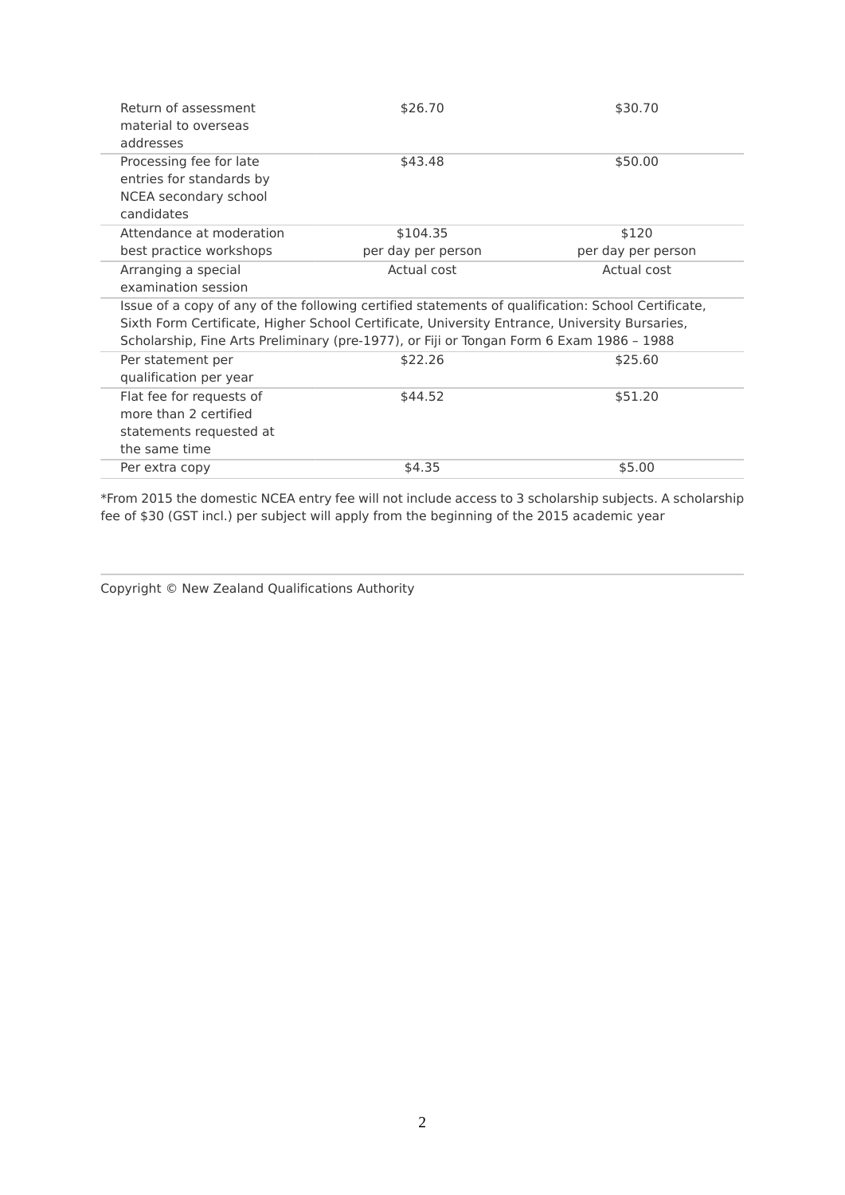| | | |
|---|---|---|
| Return of assessment material to overseas addresses | $26.70 | $30.70 |
| Processing fee for late entries for standards by NCEA secondary school candidates | $43.48 | $50.00 |
| Attendance at moderation best practice workshops | $104.35 per day per person | $120 per day per person |
| Arranging a special examination session | Actual cost | Actual cost |
| Issue of a copy of any of the following certified statements of qualification: School Certificate, Sixth Form Certificate, Higher School Certificate, University Entrance, University Bursaries, Scholarship, Fine Arts Preliminary (pre-1977), or Fiji or Tongan Form 6 Exam 1986 – 1988 | | |
| Per statement per qualification per year | $22.26 | $25.60 |
| Flat fee for requests of more than 2 certified statements requested at the same time | $44.52 | $51.20 |
| Per extra copy | $4.35 | $5.00 |

*From 2015 the domestic NCEA entry fee will not include access to 3 scholarship subjects. A scholarship fee of $30 (GST incl.) per subject will apply from the beginning of the 2015 academic year

Copyright © New Zealand Qualifications Authority